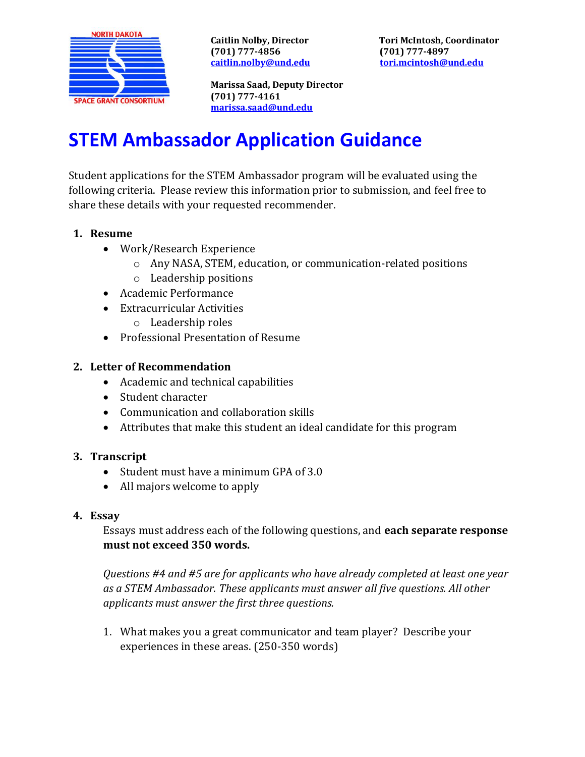NORTH DAKOTA SPACE GRANT CONSORTIUM

**Caitlin Nolby, Director**
**(701) 777-4856**
**caitlin.nolby@und.edu**

**Tori McIntosh, Coordinator**
**(701) 777-4897**
**tori.mcintosh@und.edu**

**Marissa Saad, Deputy Director**
**(701) 777-4161**
**marissa.saad@und.edu**

# STEM Ambassador Application Guidance

Student applications for the STEM Ambassador program will be evaluated using the following criteria. Please review this information prior to submission, and feel free to share these details with your requested recommender.

1. **Resume**
   - Work/Research Experience
     - Any NASA, STEM, education, or communication-related positions
     - Leadership positions
   - Academic Performance
   - Extracurricular Activities
     - Leadership roles
   - Professional Presentation of Resume

2. **Letter of Recommendation**
   - Academic and technical capabilities
   - Student character
   - Communication and collaboration skills
   - Attributes that make this student an ideal candidate for this program

3. **Transcript**
   - Student must have a minimum GPA of 3.0
   - All majors welcome to apply

4. **Essay**

   Essays must address each of the following questions, and **each separate response must not exceed 350 words.**

   *Questions #4 and #5 are for applicants who have already completed at least one year as a STEM Ambassador. These applicants must answer all five questions. All other applicants must answer the first three questions.*

   1. What makes you a great communicator and team player? Describe your experiences in these areas. (250-350 words)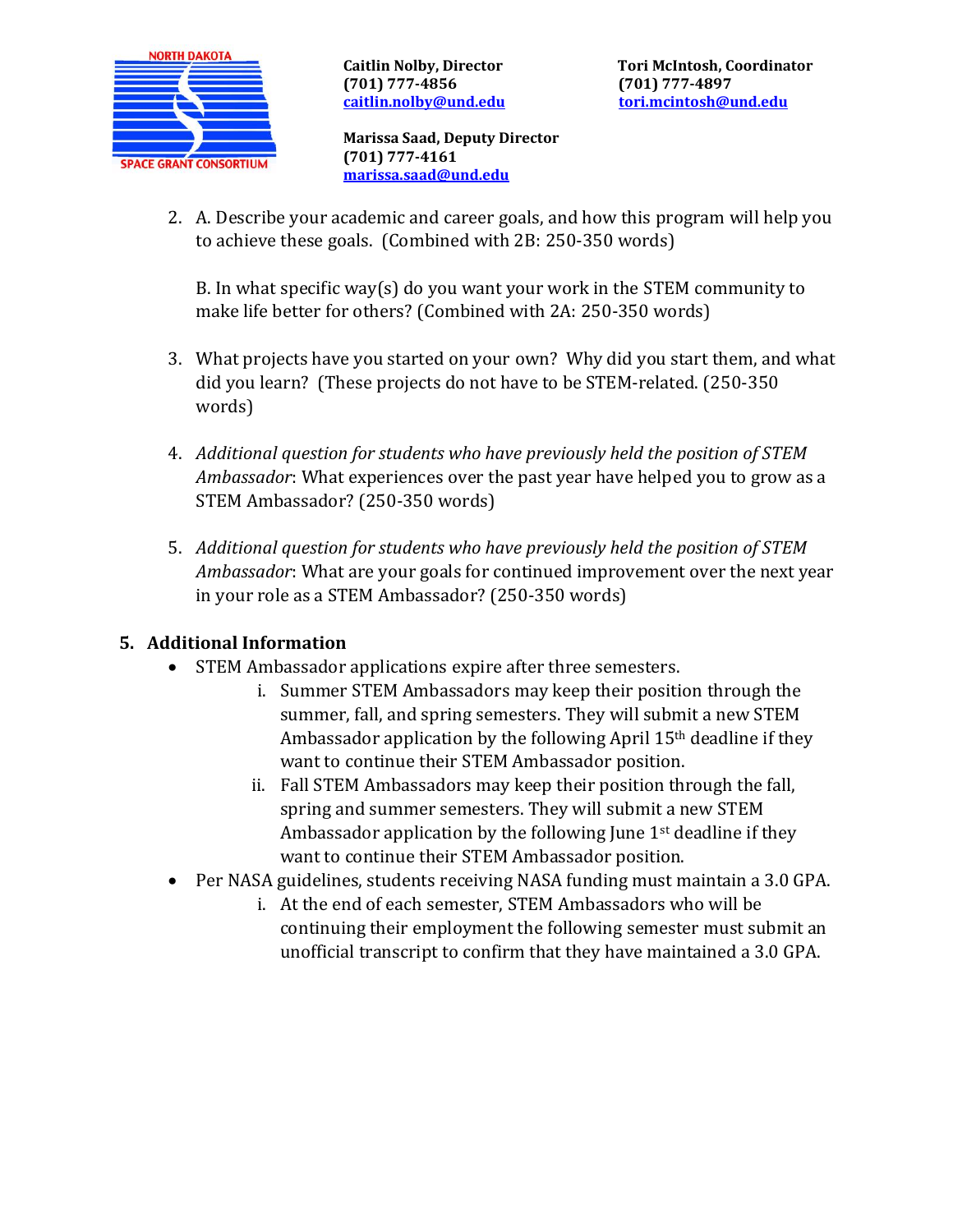Caitlin Nolby, Director
(701) 777-4856
caitlin.nolby@und.edu

Tori McIntosh, Coordinator
(701) 777-4897
tori.mcintosh@und.edu

Marissa Saad, Deputy Director
(701) 777-4161
marissa.saad@und.edu

2. A. Describe your academic and career goals, and how this program will help you to achieve these goals. (Combined with 2B: 250-350 words)

   B. In what specific way(s) do you want your work in the STEM community to make life better for others? (Combined with 2A: 250-350 words)

3. What projects have you started on your own? Why did you start them, and what did you learn? (These projects do not have to be STEM-related. (250-350 words)

4. *Additional question for students who have previously held the position of STEM Ambassador*: What experiences over the past year have helped you to grow as a STEM Ambassador? (250-350 words)

5. *Additional question for students who have previously held the position of STEM Ambassador*: What are your goals for continued improvement over the next year in your role as a STEM Ambassador? (250-350 words)

## 5. Additional Information

- STEM Ambassador applications expire after three semesters.
    - i. Summer STEM Ambassadors may keep their position through the summer, fall, and spring semesters. They will submit a new STEM Ambassador application by the following April 15th deadline if they want to continue their STEM Ambassador position.
    - ii. Fall STEM Ambassadors may keep their position through the fall, spring and summer semesters. They will submit a new STEM Ambassador application by the following June 1st deadline if they want to continue their STEM Ambassador position.
- Per NASA guidelines, students receiving NASA funding must maintain a 3.0 GPA.
    - i. At the end of each semester, STEM Ambassadors who will be continuing their employment the following semester must submit an unofficial transcript to confirm that they have maintained a 3.0 GPA.